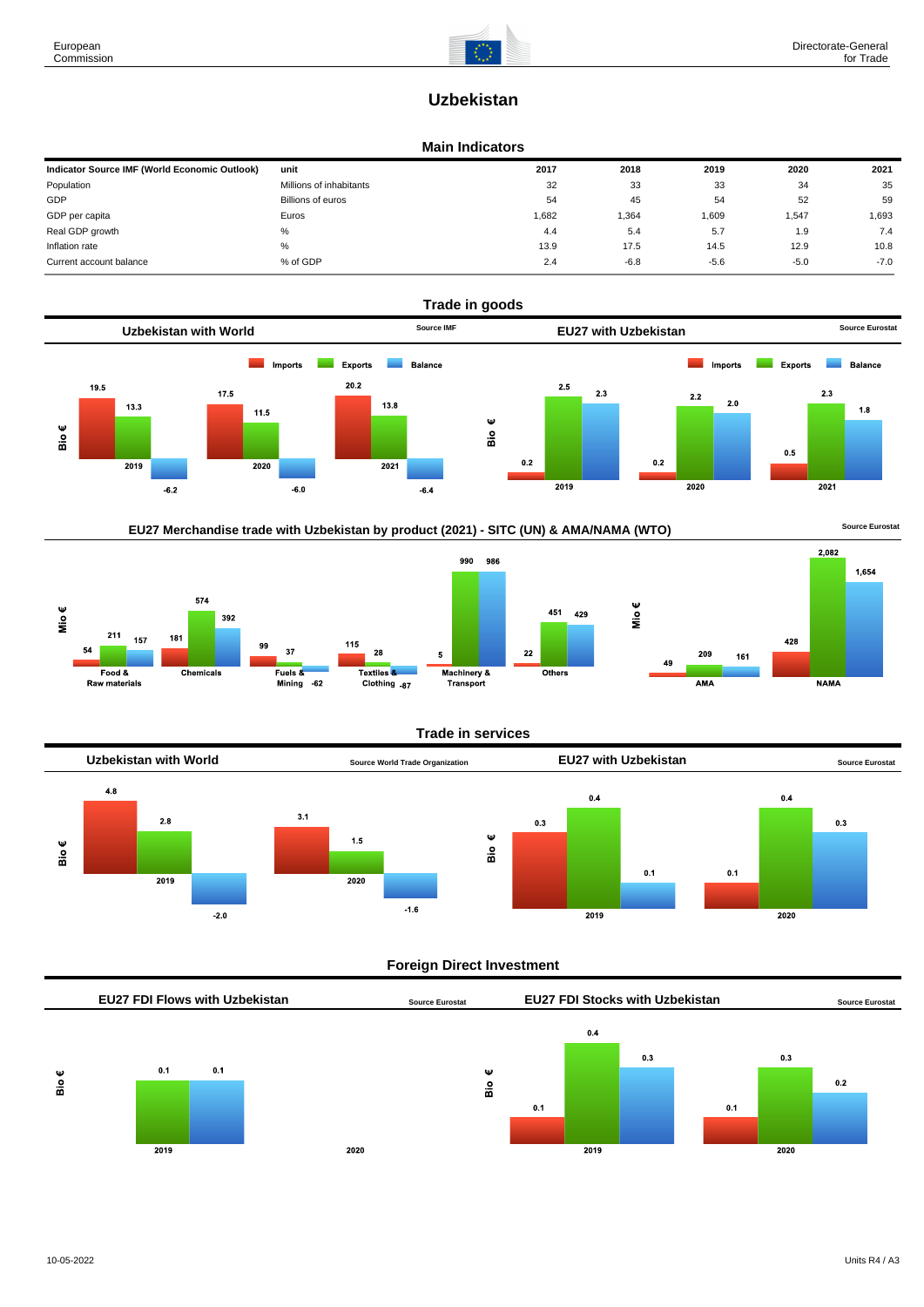# Uzbekistan

## Main Indicators

| Indicator Source IMF (World Economic Outlook) | unit | 2017 | 2018 | 2019 | 2020 | 2021 |
|---|---|---|---|---|---|---|
| Population | Millions of inhabitants | 32 | 33 | 33 | 34 | 35 |
| GDP | Billions of euros | 54 | 45 | 54 | 52 | 59 |
| GDP per capita | Euros | 1,682 | 1,364 | 1,609 | 1,547 | 1,693 |
| Real GDP growth | % | 4.4 | 5.4 | 5.7 | 1.9 | 7.4 |
| Inflation rate | % | 13.9 | 17.5 | 14.5 | 12.9 | 10.8 |
| Current account balance | % of GDP | 2.4 | -6.8 | -5.6 | -5.0 | -7.0 |

## Trade in goods

### Uzbekistan with World

Source IMF

Bio €

| | Imports | Exports | Balance |
|---|---|---|---|
| 2019 | 19.5 | 13.3 | -6.2 |
| 2020 | 17.5 | 11.5 | -6.0 |
| 2021 | 20.2 | 13.8 | -6.4 |

### EU27 with Uzbekistan

Source Eurostat

Bio €

| | Imports | Exports | Balance |
|---|---|---|---|
| 2019 | 0.2 | 2.5 | 2.3 |
| 2020 | 0.2 | 2.2 | 2.0 |
| 2021 | 0.5 | 2.3 | 1.8 |

### EU27 Merchandise trade with Uzbekistan by product (2021) - SITC (UN) & AMA/NAMA (WTO)

Source Eurostat

Mio €

| | Imports | Exports | Balance |
|---|---|---|---|
| Food & Raw materials | 54 | 211 | 157 |
| Chemicals | 181 | 574 | 392 |
| Fuels & Mining | 99 | 37 | -62 |
| Textiles & Clothing | 115 | 28 | -87 |
| Machinery & Transport | 5 | 990 | 986 |
| Others | 22 | 451 | 429 |

Mio €

| | Imports | Exports | Balance |
|---|---|---|---|
| AMA | 49 | 209 | 161 |
| NAMA | 428 | 2,082 | 1,654 |

## Trade in services

### Uzbekistan with World

Source World Trade Organization

Bio €

| | Imports | Exports | Balance |
|---|---|---|---|
| 2019 | 4.8 | 2.8 | -2.0 |
| 2020 | 3.1 | 1.5 | -1.6 |

### EU27 with Uzbekistan

Source Eurostat

Bio €

| | Imports | Exports | Balance |
|---|---|---|---|
| 2019 | 0.3 | 0.4 | 0.1 |
| 2020 | 0.1 | 0.4 | 0.3 |

## Foreign Direct Investment

### EU27 FDI Flows with Uzbekistan

Source Eurostat

Bio €

| | Outward | Net |
|---|---|---|
| 2019 | 0.1 | 0.1 |
| 2020 | | |

### EU27 FDI Stocks with Uzbekistan

Source Eurostat

Bio €

| | Inward | Outward | Net |
|---|---|---|---|
| 2019 | 0.1 | 0.4 | 0.3 |
| 2020 | 0.1 | 0.3 | 0.2 |

10-05-2022

Units R4 / A3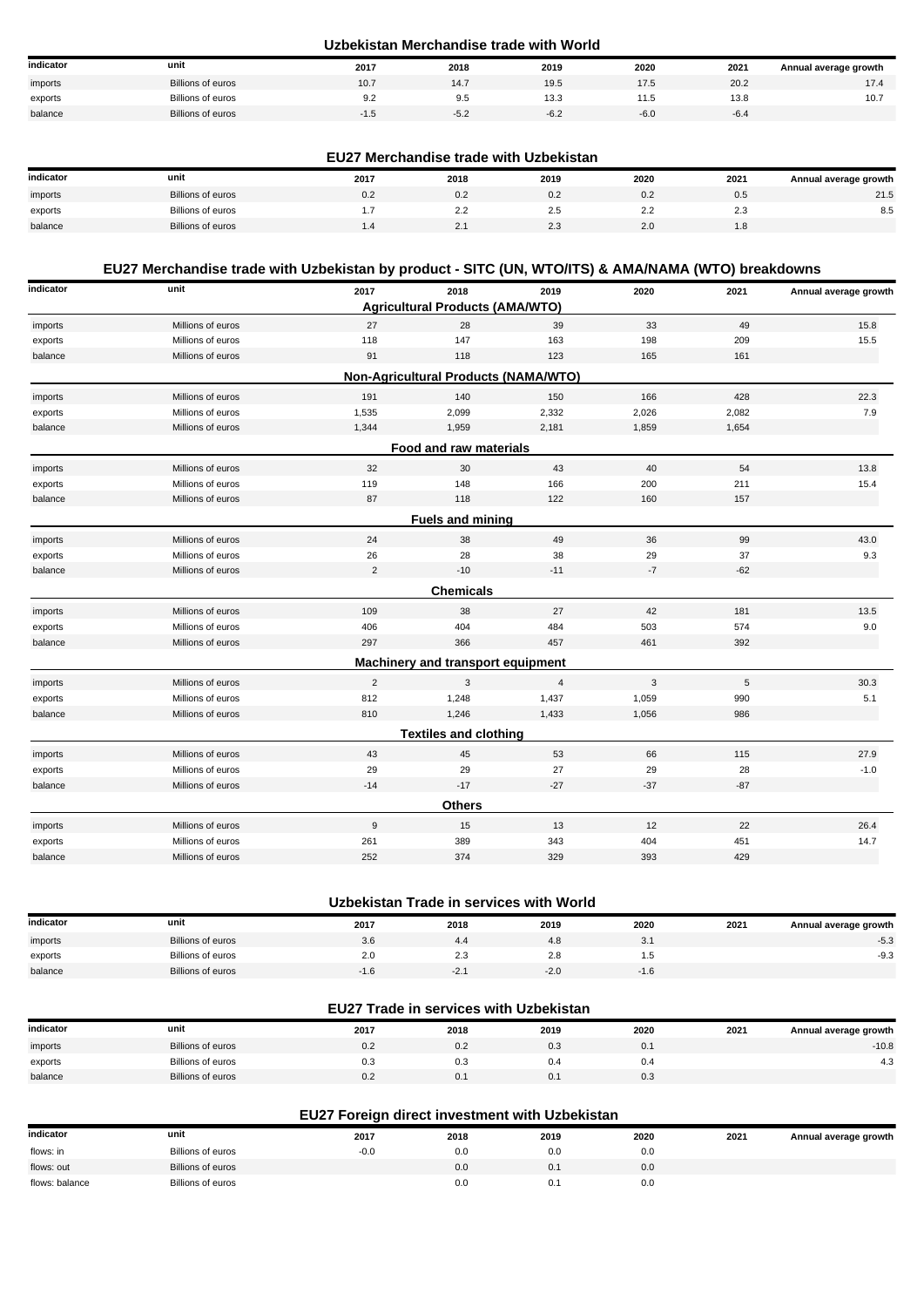### Uzbekistan Merchandise trade with World

| indicator | unit | 2017 | 2018 | 2019 | 2020 | 2021 | Annual average growth |
|---|---|---|---|---|---|---|---|
| imports | Billions of euros | 10.7 | 14.7 | 19.5 | 17.5 | 20.2 | 17.4 |
| exports | Billions of euros | 9.2 | 9.5 | 13.3 | 11.5 | 13.8 | 10.7 |
| balance | Billions of euros | -1.5 | -5.2 | -6.2 | -6.0 | -6.4 | |

### EU27 Merchandise trade with Uzbekistan

| indicator | unit | 2017 | 2018 | 2019 | 2020 | 2021 | Annual average growth |
|---|---|---|---|---|---|---|---|
| imports | Billions of euros | 0.2 | 0.2 | 0.2 | 0.2 | 0.5 | 21.5 |
| exports | Billions of euros | 1.7 | 2.2 | 2.5 | 2.2 | 2.3 | 8.5 |
| balance | Billions of euros | 1.4 | 2.1 | 2.3 | 2.0 | 1.8 | |

### EU27 Merchandise trade with Uzbekistan by product - SITC (UN, WTO/ITS) & AMA/NAMA (WTO) breakdowns

| indicator | unit | 2017 | 2018 | 2019 | 2020 | 2021 | Annual average growth |
|---|---|---|---|---|---|---|---|
| | | | **Agricultural Products (AMA/WTO)** | | | | |
| imports | Millions of euros | 27 | 28 | 39 | 33 | 49 | 15.8 |
| exports | Millions of euros | 118 | 147 | 163 | 198 | 209 | 15.5 |
| balance | Millions of euros | 91 | 118 | 123 | 165 | 161 | |
| | | | **Non-Agricultural Products (NAMA/WTO)** | | | | |
| imports | Millions of euros | 191 | 140 | 150 | 166 | 428 | 22.3 |
| exports | Millions of euros | 1,535 | 2,099 | 2,332 | 2,026 | 2,082 | 7.9 |
| balance | Millions of euros | 1,344 | 1,959 | 2,181 | 1,859 | 1,654 | |
| | | | **Food and raw materials** | | | | |
| imports | Millions of euros | 32 | 30 | 43 | 40 | 54 | 13.8 |
| exports | Millions of euros | 119 | 148 | 166 | 200 | 211 | 15.4 |
| balance | Millions of euros | 87 | 118 | 122 | 160 | 157 | |
| | | | **Fuels and mining** | | | | |
| imports | Millions of euros | 24 | 38 | 49 | 36 | 99 | 43.0 |
| exports | Millions of euros | 26 | 28 | 38 | 29 | 37 | 9.3 |
| balance | Millions of euros | 2 | -10 | -11 | -7 | -62 | |
| | | | **Chemicals** | | | | |
| imports | Millions of euros | 109 | 38 | 27 | 42 | 181 | 13.5 |
| exports | Millions of euros | 406 | 404 | 484 | 503 | 574 | 9.0 |
| balance | Millions of euros | 297 | 366 | 457 | 461 | 392 | |
| | | | **Machinery and transport equipment** | | | | |
| imports | Millions of euros | 2 | 3 | 4 | 3 | 5 | 30.3 |
| exports | Millions of euros | 812 | 1,248 | 1,437 | 1,059 | 990 | 5.1 |
| balance | Millions of euros | 810 | 1,246 | 1,433 | 1,056 | 986 | |
| | | | **Textiles and clothing** | | | | |
| imports | Millions of euros | 43 | 45 | 53 | 66 | 115 | 27.9 |
| exports | Millions of euros | 29 | 29 | 27 | 29 | 28 | -1.0 |
| balance | Millions of euros | -14 | -17 | -27 | -37 | -87 | |
| | | | **Others** | | | | |
| imports | Millions of euros | 9 | 15 | 13 | 12 | 22 | 26.4 |
| exports | Millions of euros | 261 | 389 | 343 | 404 | 451 | 14.7 |
| balance | Millions of euros | 252 | 374 | 329 | 393 | 429 | |

### Uzbekistan Trade in services with World

| indicator | unit | 2017 | 2018 | 2019 | 2020 | 2021 | Annual average growth |
|---|---|---|---|---|---|---|---|
| imports | Billions of euros | 3.6 | 4.4 | 4.8 | 3.1 | | -5.3 |
| exports | Billions of euros | 2.0 | 2.3 | 2.8 | 1.5 | | -9.3 |
| balance | Billions of euros | -1.6 | -2.1 | -2.0 | -1.6 | | |

### EU27 Trade in services with Uzbekistan

| indicator | unit | 2017 | 2018 | 2019 | 2020 | 2021 | Annual average growth |
|---|---|---|---|---|---|---|---|
| imports | Billions of euros | 0.2 | 0.2 | 0.3 | 0.1 | | -10.8 |
| exports | Billions of euros | 0.3 | 0.3 | 0.4 | 0.4 | | 4.3 |
| balance | Billions of euros | 0.2 | 0.1 | 0.1 | 0.3 | | |

### EU27 Foreign direct investment with Uzbekistan

| indicator | unit | 2017 | 2018 | 2019 | 2020 | 2021 | Annual average growth |
|---|---|---|---|---|---|---|---|
| flows: in | Billions of euros | -0.0 | 0.0 | 0.0 | 0.0 | | |
| flows: out | Billions of euros | | 0.0 | 0.1 | 0.0 | | |
| flows: balance | Billions of euros | | 0.0 | 0.1 | 0.0 | | |